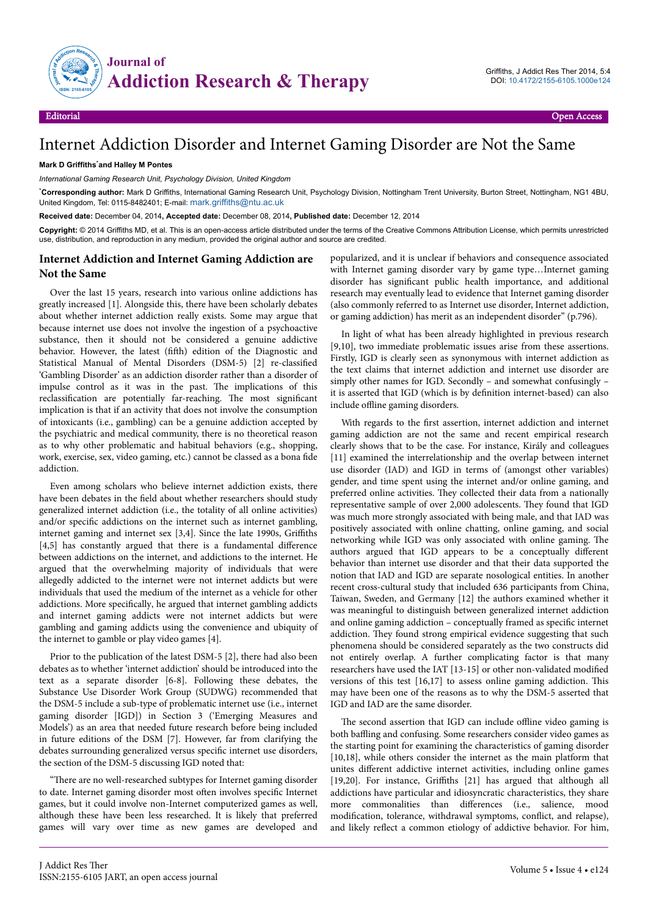Editorial

Open Access

# Internet Addiction Disorder and Internet Gaming Disorder are Not the Same

**Mark D Griffiths*and Halley M Pontes**

*International Gaming Research Unit, Psychology Division, United Kingdom*

***Corresponding author:** Mark D Griffiths, International Gaming Research Unit, Psychology Division, Nottingham Trent University, Burton Street, Nottingham, NG1 4BU, United Kingdom, Tel: 0115-8482401; E-mail: mark.griffiths@ntu.ac.uk

**Received date:** December 04, 2014, **Accepted date:** December 08, 2014, **Published date:** December 12, 2014

**Copyright:** © 2014 Griffiths MD, et al. This is an open-access article distributed under the terms of the Creative Commons Attribution License, which permits unrestricted use, distribution, and reproduction in any medium, provided the original author and source are credited.

## Internet Addiction and Internet Gaming Addiction are Not the Same

Over the last 15 years, research into various online addictions has greatly increased [1]. Alongside this, there have been scholarly debates about whether internet addiction really exists. Some may argue that because internet use does not involve the ingestion of a psychoactive substance, then it should not be considered a genuine addictive behavior. However, the latest (fifth) edition of the Diagnostic and Statistical Manual of Mental Disorders (DSM-5) [2] re-classified 'Gambling Disorder' as an addiction disorder rather than a disorder of impulse control as it was in the past. The implications of this reclassification are potentially far-reaching. The most significant implication is that if an activity that does not involve the consumption of intoxicants (i.e., gambling) can be a genuine addiction accepted by the psychiatric and medical community, there is no theoretical reason as to why other problematic and habitual behaviors (e.g., shopping, work, exercise, sex, video gaming, etc.) cannot be classed as a bona fide addiction.

Even among scholars who believe internet addiction exists, there have been debates in the field about whether researchers should study generalized internet addiction (i.e., the totality of all online activities) and/or specific addictions on the internet such as internet gambling, internet gaming and internet sex [3,4]. Since the late 1990s, Griffiths [4,5] has constantly argued that there is a fundamental difference between addictions on the internet, and addictions to the internet. He argued that the overwhelming majority of individuals that were allegedly addicted to the internet were not internet addicts but were individuals that used the medium of the internet as a vehicle for other addictions. More specifically, he argued that internet gambling addicts and internet gaming addicts were not internet addicts but were gambling and gaming addicts using the convenience and ubiquity of the internet to gamble or play video games [4].

Prior to the publication of the latest DSM-5 [2], there had also been debates as to whether 'internet addiction' should be introduced into the text as a separate disorder [6-8]. Following these debates, the Substance Use Disorder Work Group (SUDWG) recommended that the DSM-5 include a sub-type of problematic internet use (i.e., internet gaming disorder [IGD]) in Section 3 ('Emerging Measures and Models') as an area that needed future research before being included in future editions of the DSM [7]. However, far from clarifying the debates surrounding generalized versus specific internet use disorders, the section of the DSM-5 discussing IGD noted that:

"There are no well-researched subtypes for Internet gaming disorder to date. Internet gaming disorder most often involves specific Internet games, but it could involve non-Internet computerized games as well, although these have been less researched. It is likely that preferred games will vary over time as new games are developed and popularized, and it is unclear if behaviors and consequence associated with Internet gaming disorder vary by game type…Internet gaming disorder has significant public health importance, and additional research may eventually lead to evidence that Internet gaming disorder (also commonly referred to as Internet use disorder, Internet addiction, or gaming addiction) has merit as an independent disorder" (p.796).

In light of what has been already highlighted in previous research [9,10], two immediate problematic issues arise from these assertions. Firstly, IGD is clearly seen as synonymous with internet addiction as the text claims that internet addiction and internet use disorder are simply other names for IGD. Secondly – and somewhat confusingly – it is asserted that IGD (which is by definition internet-based) can also include offline gaming disorders.

With regards to the first assertion, internet addiction and internet gaming addiction are not the same and recent empirical research clearly shows that to be the case. For instance, Király and colleagues [11] examined the interrelationship and the overlap between internet use disorder (IAD) and IGD in terms of (amongst other variables) gender, and time spent using the internet and/or online gaming, and preferred online activities. They collected their data from a nationally representative sample of over 2,000 adolescents. They found that IGD was much more strongly associated with being male, and that IAD was positively associated with online chatting, online gaming, and social networking while IGD was only associated with online gaming. The authors argued that IGD appears to be a conceptually different behavior than internet use disorder and that their data supported the notion that IAD and IGD are separate nosological entities. In another recent cross-cultural study that included 636 participants from China, Taiwan, Sweden, and Germany [12] the authors examined whether it was meaningful to distinguish between generalized internet addiction and online gaming addiction – conceptually framed as specific internet addiction. They found strong empirical evidence suggesting that such phenomena should be considered separately as the two constructs did not entirely overlap. A further complicating factor is that many researchers have used the IAT [13-15] or other non-validated modified versions of this test [16,17] to assess online gaming addiction. This may have been one of the reasons as to why the DSM-5 asserted that IGD and IAD are the same disorder.

The second assertion that IGD can include offline video gaming is both baffling and confusing. Some researchers consider video games as the starting point for examining the characteristics of gaming disorder [10,18], while others consider the internet as the main platform that unites different addictive internet activities, including online games [19,20]. For instance, Griffiths [21] has argued that although all addictions have particular and idiosyncratic characteristics, they share more commonalities than differences (i.e., salience, mood modification, tolerance, withdrawal symptoms, conflict, and relapse), and likely reflect a common etiology of addictive behavior. For him,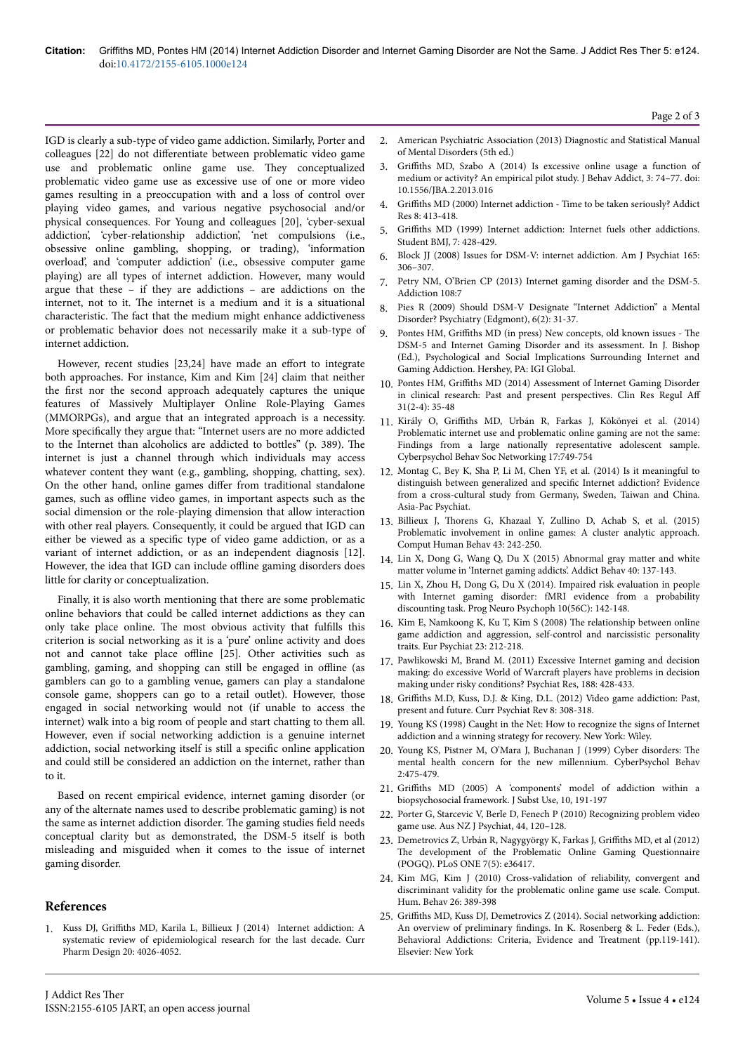IGD is clearly a sub-type of video game addiction. Similarly, Porter and colleagues [22] do not differentiate between problematic video game use and problematic online game use. They conceptualized problematic video game use as excessive use of one or more video games resulting in a preoccupation with and a loss of control over playing video games, and various negative psychosocial and/or physical consequences. For Young and colleagues [20], 'cyber-sexual addiction', 'cyber-relationship addiction', 'net compulsions (i.e., obsessive online gambling, shopping, or trading), 'information overload', and 'computer addiction' (i.e., obsessive computer game playing) are all types of internet addiction. However, many would argue that these – if they are addictions – are addictions on the internet, not to it. The internet is a medium and it is a situational characteristic. The fact that the medium might enhance addictiveness or problematic behavior does not necessarily make it a sub-type of internet addiction.

However, recent studies [23,24] have made an effort to integrate both approaches. For instance, Kim and Kim [24] claim that neither the first nor the second approach adequately captures the unique features of Massively Multiplayer Online Role-Playing Games (MMORPGs), and argue that an integrated approach is a necessity. More specifically they argue that: "Internet users are no more addicted to the Internet than alcoholics are addicted to bottles" (p. 389). The internet is just a channel through which individuals may access whatever content they want (e.g., gambling, shopping, chatting, sex). On the other hand, online games differ from traditional standalone games, such as offline video games, in important aspects such as the social dimension or the role-playing dimension that allow interaction with other real players. Consequently, it could be argued that IGD can either be viewed as a specific type of video game addiction, or as a variant of internet addiction, or as an independent diagnosis [12]. However, the idea that IGD can include offline gaming disorders does little for clarity or conceptualization.

Finally, it is also worth mentioning that there are some problematic online behaviors that could be called internet addictions as they can only take place online. The most obvious activity that fulfills this criterion is social networking as it is a 'pure' online activity and does not and cannot take place offline [25]. Other activities such as gambling, gaming, and shopping can still be engaged in offline (as gamblers can go to a gambling venue, gamers can play a standalone console game, shoppers can go to a retail outlet). However, those engaged in social networking would not (if unable to access the internet) walk into a big room of people and start chatting to them all. However, even if social networking addiction is a genuine internet addiction, social networking itself is still a specific online application and could still be considered an addiction on the internet, rather than to it.

Based on recent empirical evidence, internet gaming disorder (or any of the alternate names used to describe problematic gaming) is not the same as internet addiction disorder. The gaming studies field needs conceptual clarity but as demonstrated, the DSM-5 itself is both misleading and misguided when it comes to the issue of internet gaming disorder.

## References

1. Kuss DJ, Griffiths MD, Karila L, Billieux J (2014) Internet addiction: A systematic review of epidemiological research for the last decade. Curr Pharm Design 20: 4026-4052.
2. American Psychiatric Association (2013) Diagnostic and Statistical Manual of Mental Disorders (5th ed.)
3. Griffiths MD, Szabo A (2014) Is excessive online usage a function of medium or activity? An empirical pilot study. J Behav Addict, 3: 74–77. doi: 10.1556/JBA.2.2013.016
4. Griffiths MD (2000) Internet addiction - Time to be taken seriously? Addict Res 8: 413-418.
5. Griffiths MD (1999) Internet addiction: Internet fuels other addictions. Student BMJ, 7: 428-429.
6. Block JJ (2008) Issues for DSM-V: internet addiction. Am J Psychiat 165: 306–307.
7. Petry NM, O'Brien CP (2013) Internet gaming disorder and the DSM-5. Addiction 108:7
8. Pies R (2009) Should DSM-V Designate "Internet Addiction" a Mental Disorder? Psychiatry (Edgmont), 6(2): 31-37.
9. Pontes HM, Griffiths MD (in press) New concepts, old known issues - The DSM-5 and Internet Gaming Disorder and its assessment. In J. Bishop (Ed.), Psychological and Social Implications Surrounding Internet and Gaming Addiction. Hershey, PA: IGI Global.
10. Pontes HM, Griffiths MD (2014) Assessment of Internet Gaming Disorder in clinical research: Past and present perspectives. Clin Res Regul Aff 31(2-4): 35-48
11. Király O, Griffiths MD, Urbán R, Farkas J, Kökönyei et al. (2014) Problematic internet use and problematic online gaming are not the same: Findings from a large nationally representative adolescent sample. Cyberpsychol Behav Soc Networking 17:749-754
12. Montag C, Bey K, Sha P, Li M, Chen YF, et al. (2014) Is it meaningful to distinguish between generalized and specific Internet addiction? Evidence from a cross-cultural study from Germany, Sweden, Taiwan and China. Asia-Pac Psychiat.
13. Billieux J, Thorens G, Khazaal Y, Zullino D, Achab S, et al. (2015) Problematic involvement in online games: A cluster analytic approach. Comput Human Behav 43: 242-250.
14. Lin X, Dong G, Wang Q, Du X (2015) Abnormal gray matter and white matter volume in 'Internet gaming addicts'. Addict Behav 40: 137-143.
15. Lin X, Zhou H, Dong G, Du X (2014). Impaired risk evaluation in people with Internet gaming disorder: fMRI evidence from a probability discounting task. Prog Neuro Psychoph 10(56C): 142-148.
16. Kim E, Namkoong K, Ku T, Kim S (2008) The relationship between online game addiction and aggression, self-control and narcissistic personality traits. Eur Psychiat 23: 212-218.
17. Pawlikowski M, Brand M. (2011) Excessive Internet gaming and decision making: do excessive World of Warcraft players have problems in decision making under risky conditions? Psychiat Res, 188: 428-433.
18. Griffiths M.D, Kuss, D.J. & King, D.L. (2012) Video game addiction: Past, present and future. Curr Psychiat Rev 8: 308-318.
19. Young KS (1998) Caught in the Net: How to recognize the signs of Internet addiction and a winning strategy for recovery. New York: Wiley.
20. Young KS, Pistner M, O'Mara J, Buchanan J (1999) Cyber disorders: The mental health concern for the new millennium. CyberPsychol Behav 2:475-479.
21. Griffiths MD (2005) A 'components' model of addiction within a biopsychosocial framework. J Subst Use, 10, 191-197
22. Porter G, Starcevic V, Berle D, Fenech P (2010) Recognizing problem video game use. Aus NZ J Psychiat, 44, 120–128.
23. Demetrovics Z, Urbán R, Nagygyörgy K, Farkas J, Griffiths MD, et al (2012) The development of the Problematic Online Gaming Questionnaire (POGQ). PLoS ONE 7(5): e36417.
24. Kim MG, Kim J (2010) Cross-validation of reliability, convergent and discriminant validity for the problematic online game use scale. Comput. Hum. Behav 26: 389-398
25. Griffiths MD, Kuss DJ, Demetrovics Z (2014). Social networking addiction: An overview of preliminary findings. In K. Rosenberg & L. Feder (Eds.), Behavioral Addictions: Criteria, Evidence and Treatment (pp.119-141). Elsevier: New York